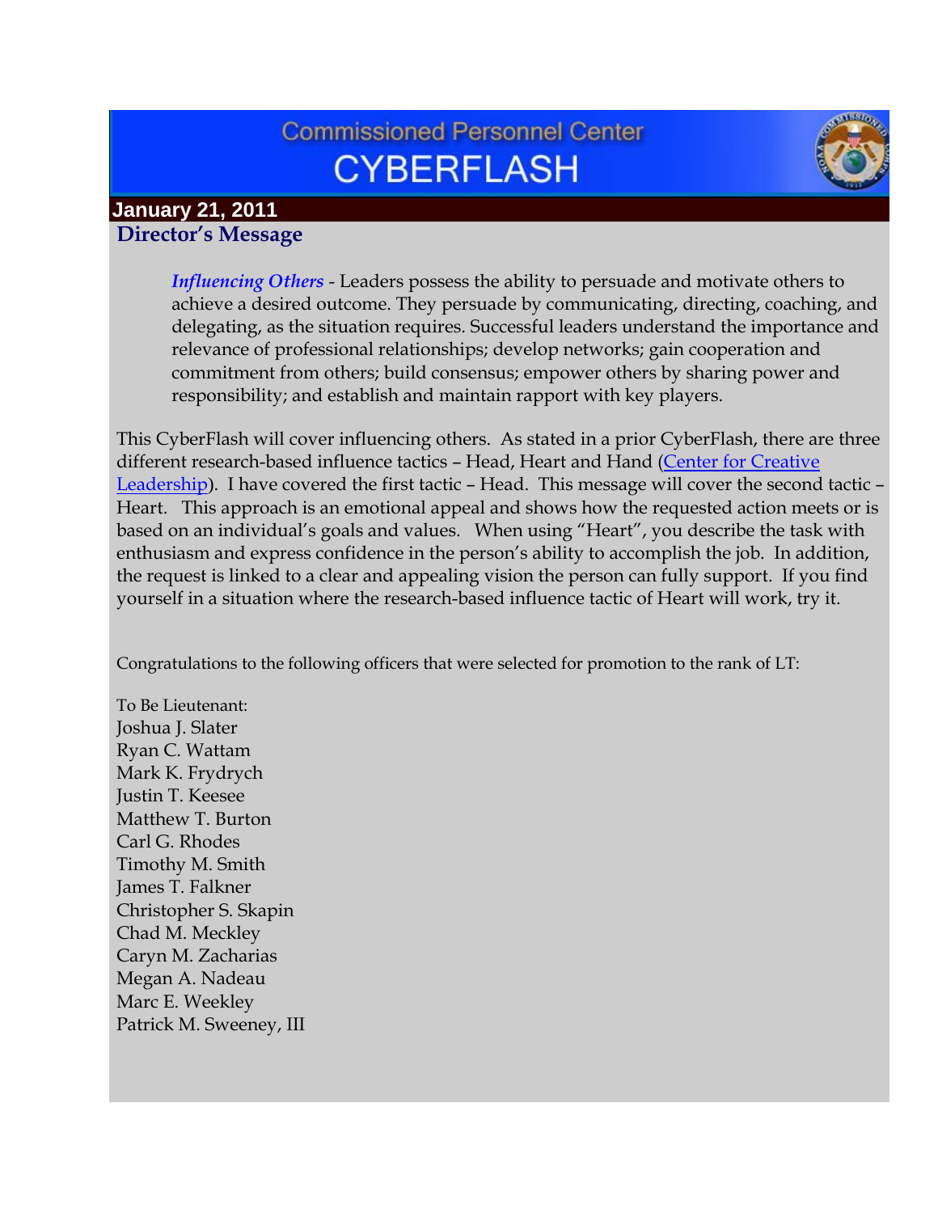# Commissioned Personnel Center CYBERFLASH

**January 21, 2011**

## Director's Message

> ***Influencing Others*** - Leaders possess the ability to persuade and motivate others to achieve a desired outcome. They persuade by communicating, directing, coaching, and delegating, as the situation requires. Successful leaders understand the importance and relevance of professional relationships; develop networks; gain cooperation and commitment from others; build consensus; empower others by sharing power and responsibility; and establish and maintain rapport with key players.

This CyberFlash will cover influencing others. As stated in a prior CyberFlash, there are three different research-based influence tactics – Head, Heart and Hand (Center for Creative Leadership). I have covered the first tactic – Head. This message will cover the second tactic – Heart. This approach is an emotional appeal and shows how the requested action meets or is based on an individual's goals and values. When using "Heart", you describe the task with enthusiasm and express confidence in the person's ability to accomplish the job. In addition, the request is linked to a clear and appealing vision the person can fully support. If you find yourself in a situation where the research-based influence tactic of Heart will work, try it.

Congratulations to the following officers that were selected for promotion to the rank of LT:

To Be Lieutenant:
Joshua J. Slater
Ryan C. Wattam
Mark K. Frydrych
Justin T. Keesee
Matthew T. Burton
Carl G. Rhodes
Timothy M. Smith
James T. Falkner
Christopher S. Skapin
Chad M. Meckley
Caryn M. Zacharias
Megan A. Nadeau
Marc E. Weekley
Patrick M. Sweeney, III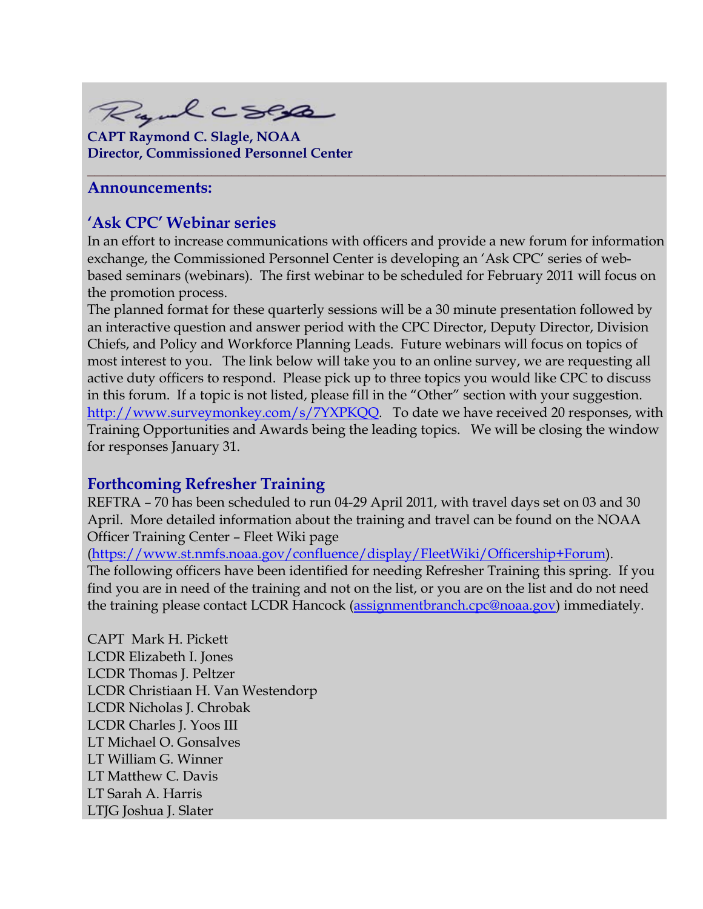**CAPT Raymond C. Slagle, NOAA**
**Director, Commissioned Personnel Center**

---

## Announcements:

### 'Ask CPC' Webinar series

In an effort to increase communications with officers and provide a new forum for information exchange, the Commissioned Personnel Center is developing an 'Ask CPC' series of web-based seminars (webinars). The first webinar to be scheduled for February 2011 will focus on the promotion process.

The planned format for these quarterly sessions will be a 30 minute presentation followed by an interactive question and answer period with the CPC Director, Deputy Director, Division Chiefs, and Policy and Workforce Planning Leads. Future webinars will focus on topics of most interest to you. The link below will take you to an online survey, we are requesting all active duty officers to respond. Please pick up to three topics you would like CPC to discuss in this forum. If a topic is not listed, please fill in the "Other" section with your suggestion. http://www.surveymonkey.com/s/7YXPKQQ. To date we have received 20 responses, with Training Opportunities and Awards being the leading topics. We will be closing the window for responses January 31.

### Forthcoming Refresher Training

REFTRA – 70 has been scheduled to run 04-29 April 2011, with travel days set on 03 and 30 April. More detailed information about the training and travel can be found on the NOAA Officer Training Center – Fleet Wiki page (https://www.st.nmfs.noaa.gov/confluence/display/FleetWiki/Officership+Forum). The following officers have been identified for needing Refresher Training this spring. If you find you are in need of the training and not on the list, or you are on the list and do not need the training please contact LCDR Hancock (assignmentbranch.cpc@noaa.gov) immediately.

CAPT Mark H. Pickett
LCDR Elizabeth I. Jones
LCDR Thomas J. Peltzer
LCDR Christiaan H. Van Westendorp
LCDR Nicholas J. Chrobak
LCDR Charles J. Yoos III
LT Michael O. Gonsalves
LT William G. Winner
LT Matthew C. Davis
LT Sarah A. Harris
LTJG Joshua J. Slater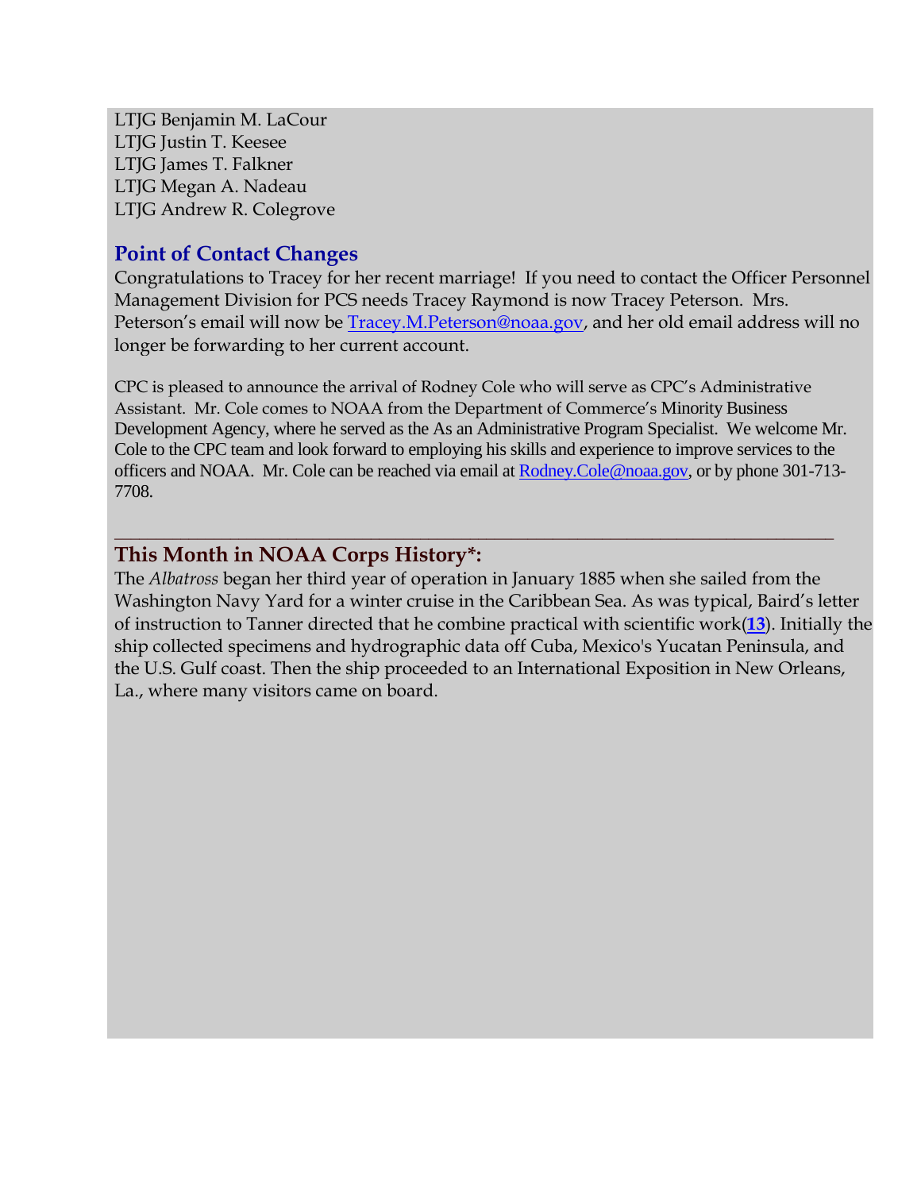LTJG Benjamin M. LaCour
LTJG Justin T. Keesee
LTJG James T. Falkner
LTJG Megan A. Nadeau
LTJG Andrew R. Colegrove

## Point of Contact Changes

Congratulations to Tracey for her recent marriage! If you need to contact the Officer Personnel Management Division for PCS needs Tracey Raymond is now Tracey Peterson. Mrs. Peterson's email will now be Tracey.M.Peterson@noaa.gov, and her old email address will no longer be forwarding to her current account.

CPC is pleased to announce the arrival of Rodney Cole who will serve as CPC's Administrative Assistant. Mr. Cole comes to NOAA from the Department of Commerce's Minority Business Development Agency, where he served as the As an Administrative Program Specialist. We welcome Mr. Cole to the CPC team and look forward to employing his skills and experience to improve services to the officers and NOAA. Mr. Cole can be reached via email at Rodney.Cole@noaa.gov, or by phone 301-713-7708.

---

## This Month in NOAA Corps History*:

The *Albatross* began her third year of operation in January 1885 when she sailed from the Washington Navy Yard for a winter cruise in the Caribbean Sea. As was typical, Baird's letter of instruction to Tanner directed that he combine practical with scientific work(**13**). Initially the ship collected specimens and hydrographic data off Cuba, Mexico's Yucatan Peninsula, and the U.S. Gulf coast. Then the ship proceeded to an International Exposition in New Orleans, La., where many visitors came on board.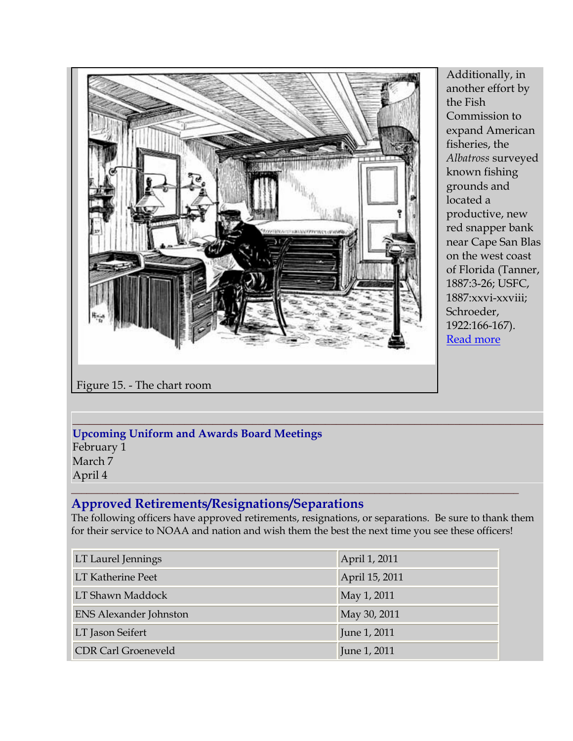Figure 15. - The chart room

Additionally, in another effort by the Fish Commission to expand American fisheries, the *Albatross* surveyed known fishing grounds and located a productive, new red snapper bank near Cape San Blas on the west coast of Florida (Tanner, 1887:3-26; USFC, 1887:xxvi-xxviii; Schroeder, 1922:166-167). Read more

---

### Upcoming Uniform and Awards Board Meetings

February 1
March 7
April 4

---

## Approved Retirements/Resignations/Separations

The following officers have approved retirements, resignations, or separations. Be sure to thank them for their service to NOAA and nation and wish them the best the next time you see these officers!

| | |
|---|---|
| LT Laurel Jennings | April 1, 2011 |
| LT Katherine Peet | April 15, 2011 |
| LT Shawn Maddock | May 1, 2011 |
| ENS Alexander Johnston | May 30, 2011 |
| LT Jason Seifert | June 1, 2011 |
| CDR Carl Groeneveld | June 1, 2011 |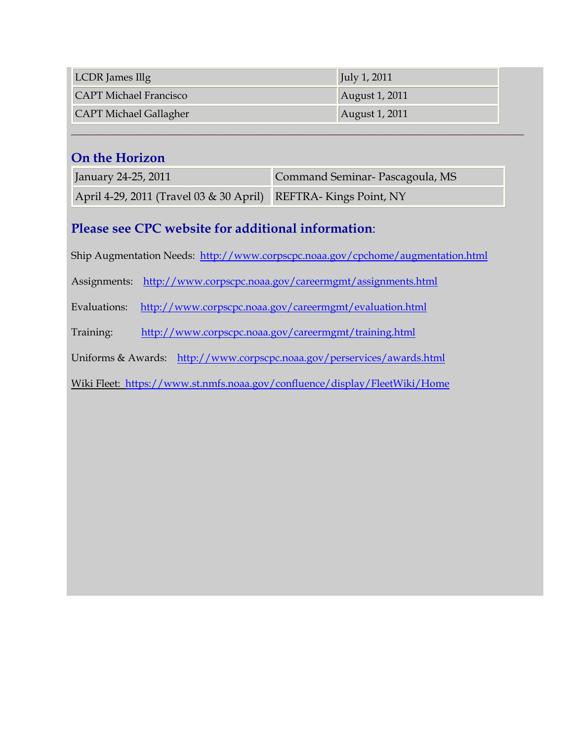| | |
|---|---|
| LCDR James Illg | July 1, 2011 |
| CAPT Michael Francisco | August 1, 2011 |
| CAPT Michael Gallagher | August 1, 2011 |

---

## On the Horizon

| | |
|---|---|
| January 24-25, 2011 | Command Seminar- Pascagoula, MS |
| April 4-29, 2011 (Travel 03 & 30 April) | REFTRA- Kings Point, NY |

## Please see CPC website for additional information:

Ship Augmentation Needs: http://www.corpscpc.noaa.gov/cpchome/augmentation.html

Assignments: http://www.corpscpc.noaa.gov/careermgmt/assignments.html

Evaluations: http://www.corpscpc.noaa.gov/careermgmt/evaluation.html

Training: http://www.corpscpc.noaa.gov/careermgmt/training.html

Uniforms & Awards: http://www.corpscpc.noaa.gov/perservices/awards.html

Wiki Fleet: https://www.st.nmfs.noaa.gov/confluence/display/FleetWiki/Home